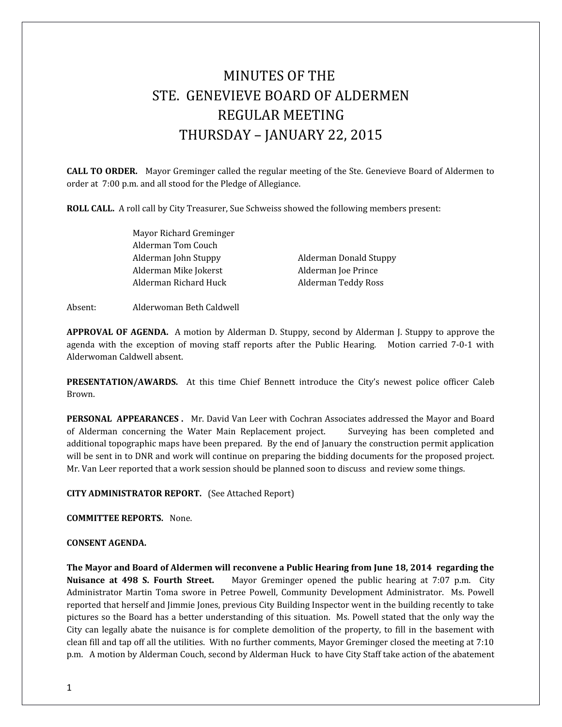# MINUTES OF THE
# STE. GENEVIEVE BOARD OF ALDERMEN
# REGULAR MEETING
# THURSDAY – JANUARY 22, 2015

**CALL TO ORDER.** Mayor Greminger called the regular meeting of the Ste. Genevieve Board of Aldermen to order at 7:00 p.m. and all stood for the Pledge of Allegiance.

**ROLL CALL.** A roll call by City Treasurer, Sue Schweiss showed the following members present:

Mayor Richard Greminger
Alderman Tom Couch
Alderman John Stuppy
Alderman Donald Stuppy
Alderman Mike Jokerst
Alderman Joe Prince
Alderman Richard Huck
Alderman Teddy Ross

Absent: Alderwoman Beth Caldwell

**APPROVAL OF AGENDA.** A motion by Alderman D. Stuppy, second by Alderman J. Stuppy to approve the agenda with the exception of moving staff reports after the Public Hearing. Motion carried 7-0-1 with Alderwoman Caldwell absent.

**PRESENTATION/AWARDS.** At this time Chief Bennett introduce the City's newest police officer Caleb Brown.

**PERSONAL APPEARANCES .** Mr. David Van Leer with Cochran Associates addressed the Mayor and Board of Alderman concerning the Water Main Replacement project. Surveying has been completed and additional topographic maps have been prepared. By the end of January the construction permit application will be sent in to DNR and work will continue on preparing the bidding documents for the proposed project. Mr. Van Leer reported that a work session should be planned soon to discuss and review some things.

**CITY ADMINISTRATOR REPORT.** (See Attached Report)

**COMMITTEE REPORTS.** None.

**CONSENT AGENDA.**

**The Mayor and Board of Aldermen will reconvene a Public Hearing from June 18, 2014 regarding the Nuisance at 498 S. Fourth Street.** Mayor Greminger opened the public hearing at 7:07 p.m. City Administrator Martin Toma swore in Petree Powell, Community Development Administrator. Ms. Powell reported that herself and Jimmie Jones, previous City Building Inspector went in the building recently to take pictures so the Board has a better understanding of this situation. Ms. Powell stated that the only way the City can legally abate the nuisance is for complete demolition of the property, to fill in the basement with clean fill and tap off all the utilities. With no further comments, Mayor Greminger closed the meeting at 7:10 p.m. A motion by Alderman Couch, second by Alderman Huck to have City Staff take action of the abatement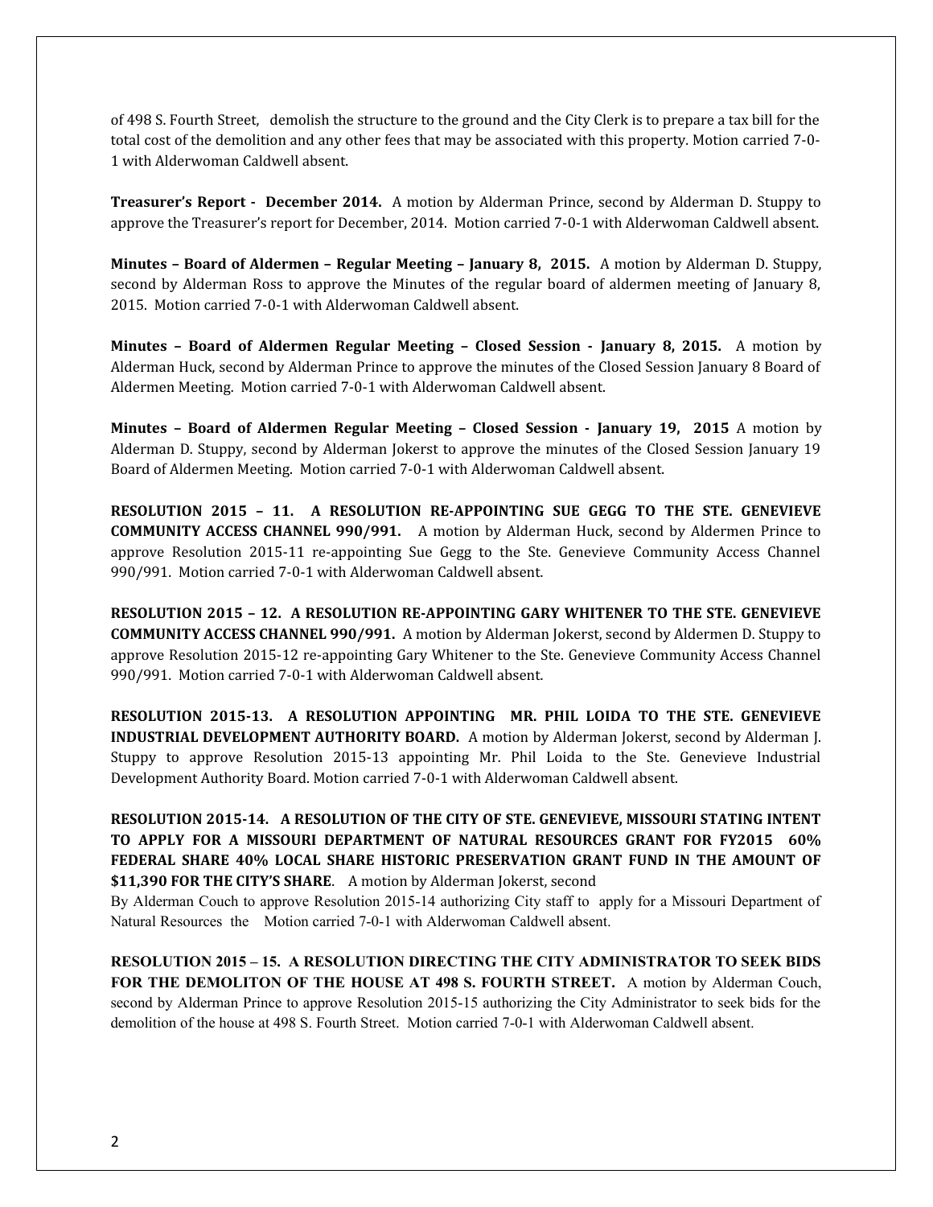of 498 S. Fourth Street, demolish the structure to the ground and the City Clerk is to prepare a tax bill for the total cost of the demolition and any other fees that may be associated with this property. Motion carried 7-0-1 with Alderwoman Caldwell absent.

**Treasurer's Report - December 2014.** A motion by Alderman Prince, second by Alderman D. Stuppy to approve the Treasurer's report for December, 2014. Motion carried 7-0-1 with Alderwoman Caldwell absent.

**Minutes – Board of Aldermen – Regular Meeting – January 8, 2015.** A motion by Alderman D. Stuppy, second by Alderman Ross to approve the Minutes of the regular board of aldermen meeting of January 8, 2015. Motion carried 7-0-1 with Alderwoman Caldwell absent.

**Minutes – Board of Aldermen Regular Meeting – Closed Session - January 8, 2015.** A motion by Alderman Huck, second by Alderman Prince to approve the minutes of the Closed Session January 8 Board of Aldermen Meeting. Motion carried 7-0-1 with Alderwoman Caldwell absent.

**Minutes – Board of Aldermen Regular Meeting – Closed Session - January 19, 2015** A motion by Alderman D. Stuppy, second by Alderman Jokerst to approve the minutes of the Closed Session January 19 Board of Aldermen Meeting. Motion carried 7-0-1 with Alderwoman Caldwell absent.

**RESOLUTION 2015 – 11. A RESOLUTION RE-APPOINTING SUE GEGG TO THE STE. GENEVIEVE COMMUNITY ACCESS CHANNEL 990/991.** A motion by Alderman Huck, second by Aldermen Prince to approve Resolution 2015-11 re-appointing Sue Gegg to the Ste. Genevieve Community Access Channel 990/991. Motion carried 7-0-1 with Alderwoman Caldwell absent.

**RESOLUTION 2015 – 12. A RESOLUTION RE-APPOINTING GARY WHITENER TO THE STE. GENEVIEVE COMMUNITY ACCESS CHANNEL 990/991.** A motion by Alderman Jokerst, second by Aldermen D. Stuppy to approve Resolution 2015-12 re-appointing Gary Whitener to the Ste. Genevieve Community Access Channel 990/991. Motion carried 7-0-1 with Alderwoman Caldwell absent.

**RESOLUTION 2015-13. A RESOLUTION APPOINTING MR. PHIL LOIDA TO THE STE. GENEVIEVE INDUSTRIAL DEVELOPMENT AUTHORITY BOARD.** A motion by Alderman Jokerst, second by Alderman J. Stuppy to approve Resolution 2015-13 appointing Mr. Phil Loida to the Ste. Genevieve Industrial Development Authority Board. Motion carried 7-0-1 with Alderwoman Caldwell absent.

**RESOLUTION 2015-14. A RESOLUTION OF THE CITY OF STE. GENEVIEVE, MISSOURI STATING INTENT TO APPLY FOR A MISSOURI DEPARTMENT OF NATURAL RESOURCES GRANT FOR FY2015 60% FEDERAL SHARE 40% LOCAL SHARE HISTORIC PRESERVATION GRANT FUND IN THE AMOUNT OF $11,390 FOR THE CITY'S SHARE**. A motion by Alderman Jokerst, second By Alderman Couch to approve Resolution 2015-14 authorizing City staff to apply for a Missouri Department of Natural Resources the Motion carried 7-0-1 with Alderwoman Caldwell absent.

**RESOLUTION 2015 – 15. A RESOLUTION DIRECTING THE CITY ADMINISTRATOR TO SEEK BIDS FOR THE DEMOLITON OF THE HOUSE AT 498 S. FOURTH STREET.** A motion by Alderman Couch, second by Alderman Prince to approve Resolution 2015-15 authorizing the City Administrator to seek bids for the demolition of the house at 498 S. Fourth Street. Motion carried 7-0-1 with Alderwoman Caldwell absent.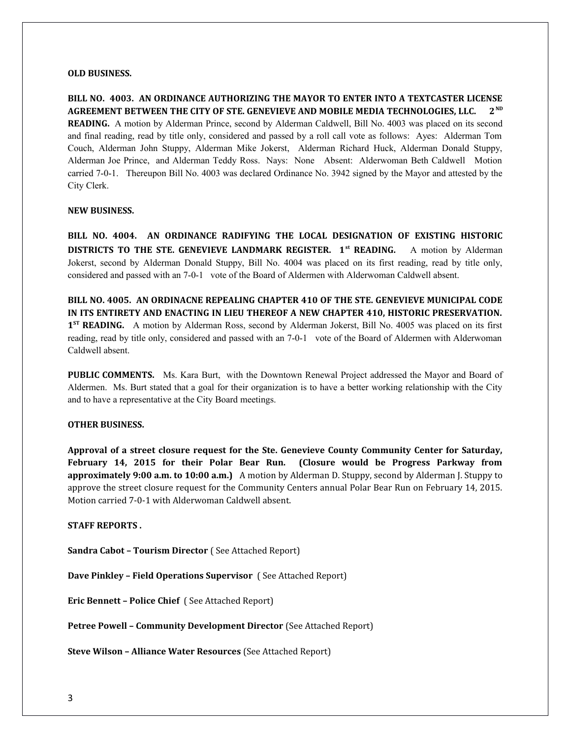**OLD BUSINESS.**

**BILL NO. 4003. AN ORDINANCE AUTHORIZING THE MAYOR TO ENTER INTO A TEXTCASTER LICENSE AGREEMENT BETWEEN THE CITY OF STE. GENEVIEVE AND MOBILE MEDIA TECHNOLOGIES, LLC. 2ND READING.** A motion by Alderman Prince, second by Alderman Caldwell, Bill No. 4003 was placed on its second and final reading, read by title only, considered and passed by a roll call vote as follows: Ayes: Alderman Tom Couch, Alderman John Stuppy, Alderman Mike Jokerst, Alderman Richard Huck, Alderman Donald Stuppy, Alderman Joe Prince, and Alderman Teddy Ross. Nays: None Absent: Alderwoman Beth Caldwell Motion carried 7-0-1. Thereupon Bill No. 4003 was declared Ordinance No. 3942 signed by the Mayor and attested by the City Clerk.

**NEW BUSINESS.**

**BILL NO. 4004. AN ORDINANCE RADIFYING THE LOCAL DESIGNATION OF EXISTING HISTORIC DISTRICTS TO THE STE. GENEVIEVE LANDMARK REGISTER. 1st READING.** A motion by Alderman Jokerst, second by Alderman Donald Stuppy, Bill No. 4004 was placed on its first reading, read by title only, considered and passed with an 7-0-1 vote of the Board of Aldermen with Alderwoman Caldwell absent.

**BILL NO. 4005. AN ORDINACNE REPEALING CHAPTER 410 OF THE STE. GENEVIEVE MUNICIPAL CODE IN ITS ENTIRETY AND ENACTING IN LIEU THEREOF A NEW CHAPTER 410, HISTORIC PRESERVATION. 1ST READING.** A motion by Alderman Ross, second by Alderman Jokerst, Bill No. 4005 was placed on its first reading, read by title only, considered and passed with an 7-0-1 vote of the Board of Aldermen with Alderwoman Caldwell absent.

**PUBLIC COMMENTS.** Ms. Kara Burt, with the Downtown Renewal Project addressed the Mayor and Board of Aldermen. Ms. Burt stated that a goal for their organization is to have a better working relationship with the City and to have a representative at the City Board meetings.

**OTHER BUSINESS.**

**Approval of a street closure request for the Ste. Genevieve County Community Center for Saturday, February 14, 2015 for their Polar Bear Run. (Closure would be Progress Parkway from approximately 9:00 a.m. to 10:00 a.m.)** A motion by Alderman D. Stuppy, second by Alderman J. Stuppy to approve the street closure request for the Community Centers annual Polar Bear Run on February 14, 2015. Motion carried 7-0-1 with Alderwoman Caldwell absent.

**STAFF REPORTS .**

**Sandra Cabot – Tourism Director** ( See Attached Report)

**Dave Pinkley – Field Operations Supervisor** ( See Attached Report)

**Eric Bennett – Police Chief** ( See Attached Report)

**Petree Powell – Community Development Director** (See Attached Report)

**Steve Wilson – Alliance Water Resources** (See Attached Report)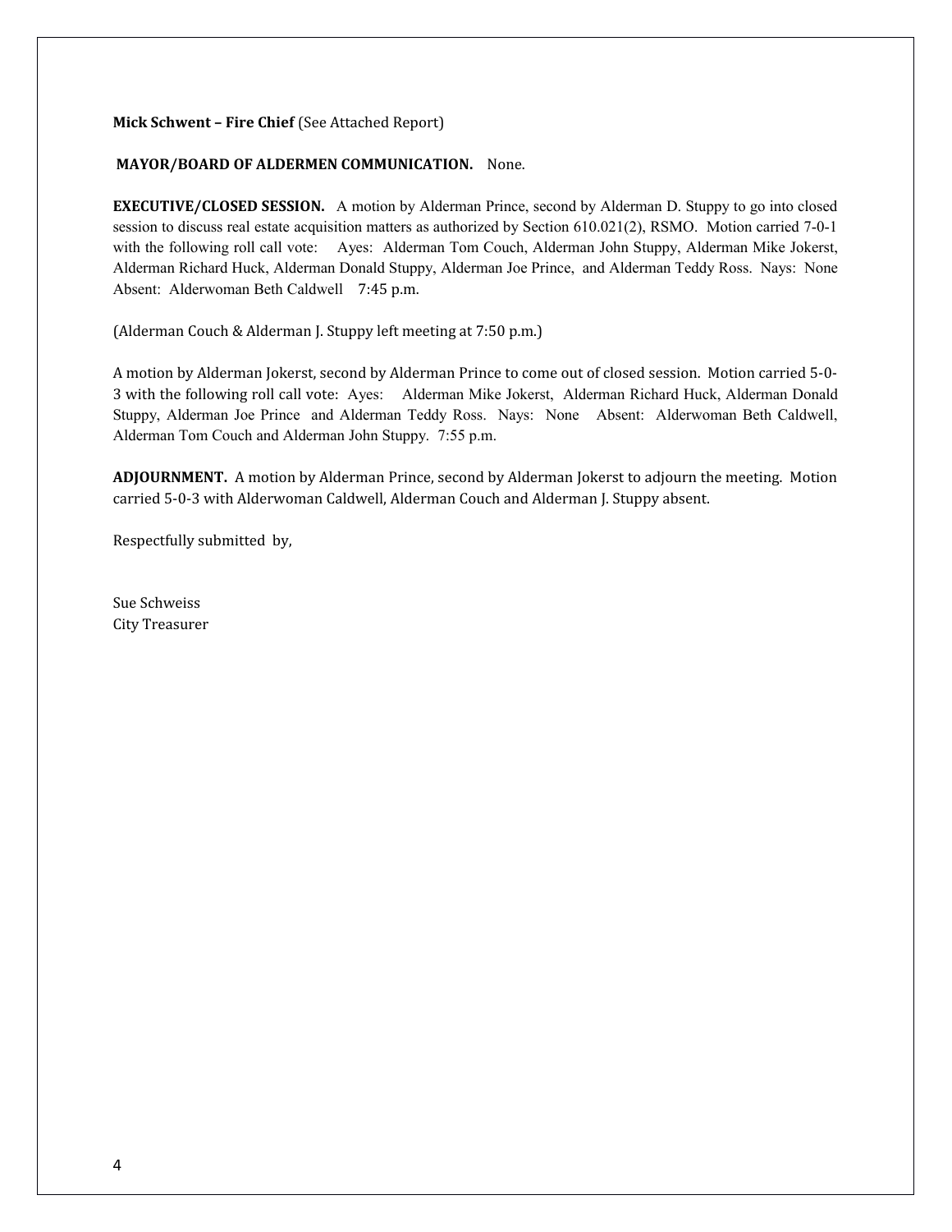**Mick Schwent – Fire Chief** (See Attached Report)

**MAYOR/BOARD OF ALDERMEN COMMUNICATION.** None.

**EXECUTIVE/CLOSED SESSION.** A motion by Alderman Prince, second by Alderman D. Stuppy to go into closed session to discuss real estate acquisition matters as authorized by Section 610.021(2), RSMO. Motion carried 7-0-1 with the following roll call vote: Ayes: Alderman Tom Couch, Alderman John Stuppy, Alderman Mike Jokerst, Alderman Richard Huck, Alderman Donald Stuppy, Alderman Joe Prince, and Alderman Teddy Ross. Nays: None Absent: Alderwoman Beth Caldwell 7:45 p.m.

(Alderman Couch & Alderman J. Stuppy left meeting at 7:50 p.m.)

A motion by Alderman Jokerst, second by Alderman Prince to come out of closed session. Motion carried 5-0-3 with the following roll call vote: Ayes: Alderman Mike Jokerst, Alderman Richard Huck, Alderman Donald Stuppy, Alderman Joe Prince and Alderman Teddy Ross. Nays: None Absent: Alderwoman Beth Caldwell, Alderman Tom Couch and Alderman John Stuppy. 7:55 p.m.

**ADJOURNMENT.** A motion by Alderman Prince, second by Alderman Jokerst to adjourn the meeting. Motion carried 5-0-3 with Alderwoman Caldwell, Alderman Couch and Alderman J. Stuppy absent.

Respectfully submitted by,

Sue Schweiss
City Treasurer